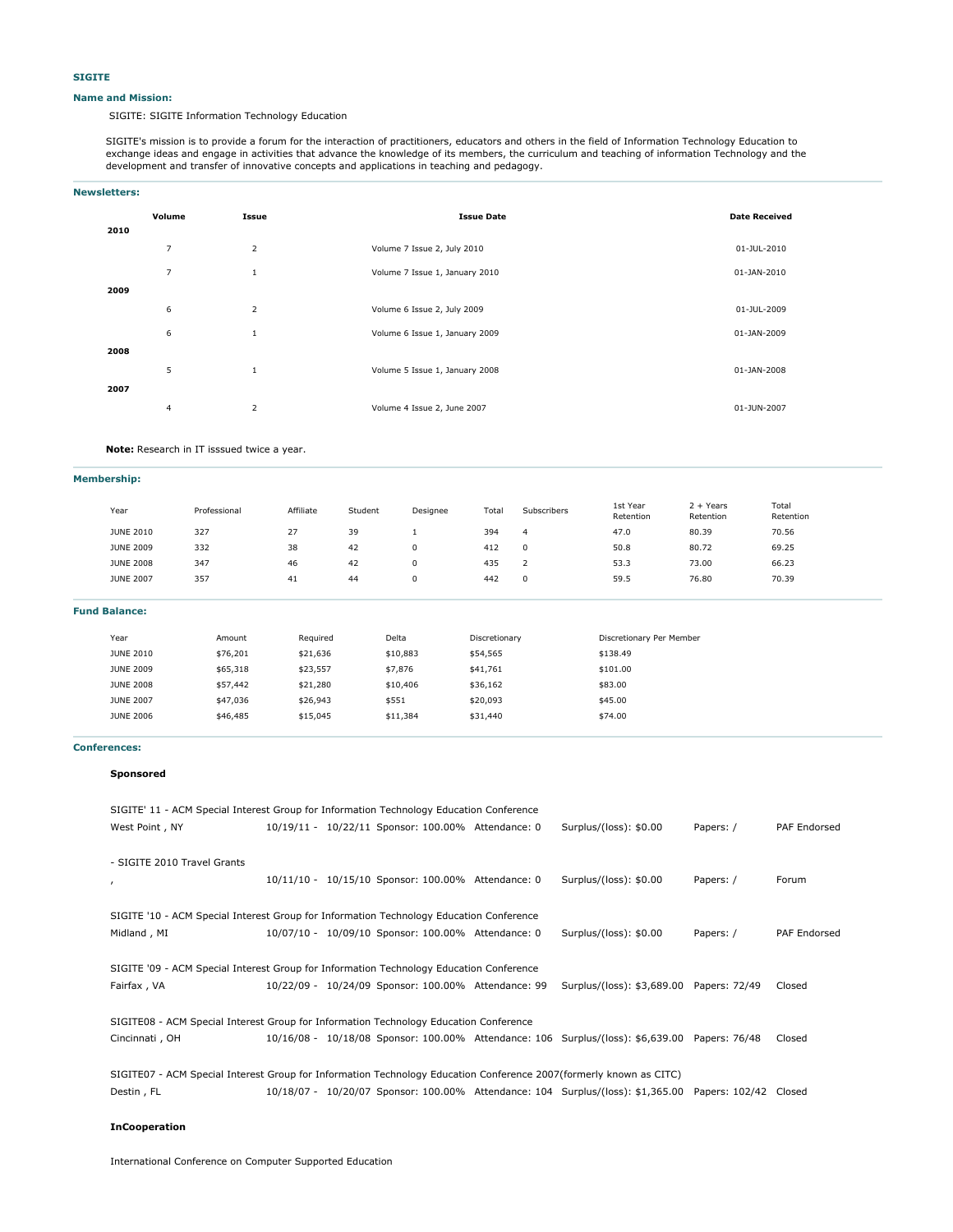## SIGITE

### Name and Mission:

SIGITE: SIGITE Information Technology Education

SIGITE's mission is to provide a forum for the interaction of practitioners, educators and others in the field of Information Technology Education to exchange ideas and engage in activities that advance the knowledge of its members, the curriculum and teaching of information Technology and the development and transfer of innovative concepts and applications in teaching and pedagogy.

### Newsletters:

| | Volume | Issue | Issue Date | Date Received |
|---|---|---|---|---|
| **2010** | | | | |
| | 7 | 2 | Volume 7 Issue 2, July 2010 | 01-JUL-2010 |
| | 7 | 1 | Volume 7 Issue 1, January 2010 | 01-JAN-2010 |
| **2009** | | | | |
| | 6 | 2 | Volume 6 Issue 2, July 2009 | 01-JUL-2009 |
| | 6 | 1 | Volume 6 Issue 1, January 2009 | 01-JAN-2009 |
| **2008** | | | | |
| | 5 | 1 | Volume 5 Issue 1, January 2008 | 01-JAN-2008 |
| **2007** | | | | |
| | 4 | 2 | Volume 4 Issue 2, June 2007 | 01-JUN-2007 |

**Note:** Research in IT isssued twice a year.

### Membership:

| Year | Professional | Affiliate | Student | Designee | Total | Subscribers | 1st Year Retention | 2 + Years Retention | Total Retention |
|---|---|---|---|---|---|---|---|---|---|
| JUNE 2010 | 327 | 27 | 39 | 1 | 394 | 4 | 47.0 | 80.39 | 70.56 |
| JUNE 2009 | 332 | 38 | 42 | 0 | 412 | 0 | 50.8 | 80.72 | 69.25 |
| JUNE 2008 | 347 | 46 | 42 | 0 | 435 | 2 | 53.3 | 73.00 | 66.23 |
| JUNE 2007 | 357 | 41 | 44 | 0 | 442 | 0 | 59.5 | 76.80 | 70.39 |

### Fund Balance:

| Year | Amount | Required | Delta | Discretionary | Discretionary Per Member |
|---|---|---|---|---|---|
| JUNE 2010 | $76,201 | $21,636 | $10,883 | $54,565 | $138.49 |
| JUNE 2009 | $65,318 | $23,557 | $7,876 | $41,761 | $101.00 |
| JUNE 2008 | $57,442 | $21,280 | $10,406 | $36,162 | $83.00 |
| JUNE 2007 | $47,036 | $26,943 | $551 | $20,093 | $45.00 |
| JUNE 2006 | $46,485 | $15,045 | $11,384 | $31,440 | $74.00 |

### Conferences:

**Sponsored**

SIGITE' 11 - ACM Special Interest Group for Information Technology Education Conference
West Point , NY | 10/19/11 - 10/22/11 | Sponsor: 100.00% | Attendance: 0 | Surplus/(loss): $0.00 | Papers: / | PAF Endorsed

- SIGITE 2010 Travel Grants
, | 10/11/10 - 10/15/10 | Sponsor: 100.00% | Attendance: 0 | Surplus/(loss): $0.00 | Papers: / | Forum

SIGITE '10 - ACM Special Interest Group for Information Technology Education Conference
Midland , MI | 10/07/10 - 10/09/10 | Sponsor: 100.00% | Attendance: 0 | Surplus/(loss): $0.00 | Papers: / | PAF Endorsed

SIGITE '09 - ACM Special Interest Group for Information Technology Education Conference
Fairfax , VA | 10/22/09 - 10/24/09 | Sponsor: 100.00% | Attendance: 99 | Surplus/(loss): $3,689.00 | Papers: 72/49 | Closed

SIGITE08 - ACM Special Interest Group for Information Technology Education Conference
Cincinnati , OH | 10/16/08 - 10/18/08 | Sponsor: 100.00% | Attendance: 106 | Surplus/(loss): $6,639.00 | Papers: 76/48 | Closed

SIGITE07 - ACM Special Interest Group for Information Technology Education Conference 2007(formerly known as CITC)
Destin , FL | 10/18/07 - 10/20/07 | Sponsor: 100.00% | Attendance: 104 | Surplus/(loss): $1,365.00 | Papers: 102/42 | Closed

**InCooperation**

International Conference on Computer Supported Education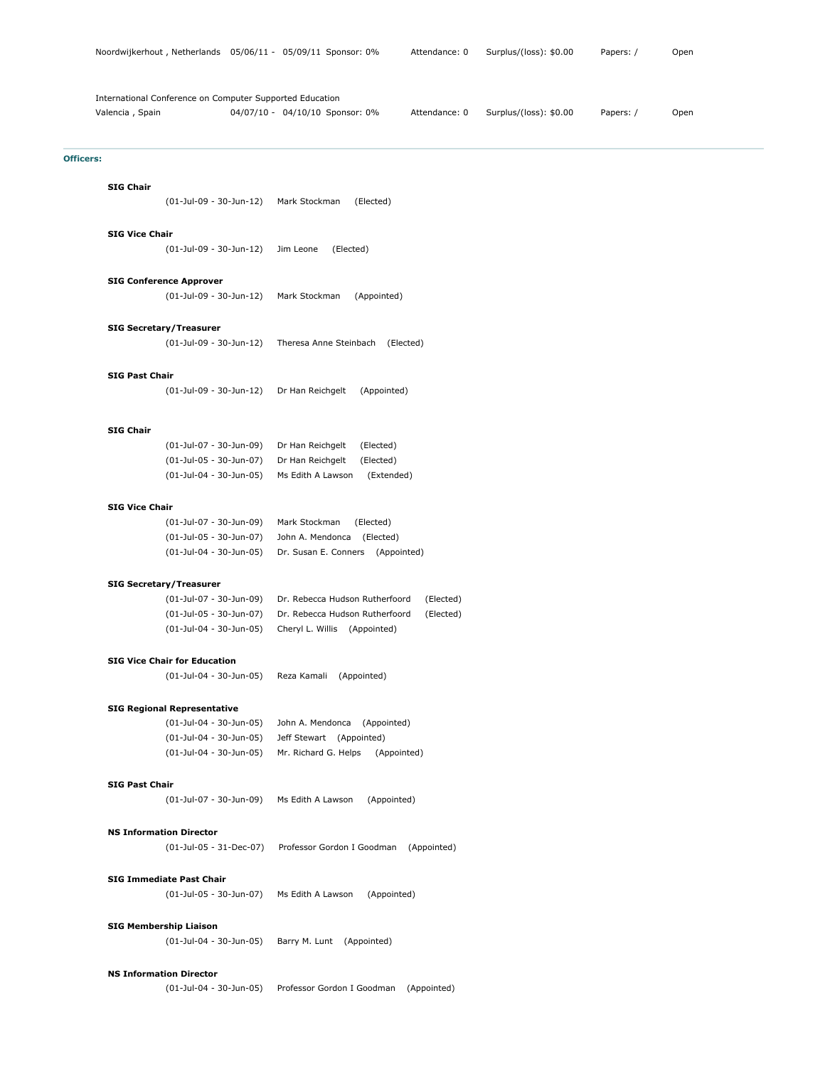| | | | | | | |
|---|---|---|---|---|---|---|
| Noordwijkerhout , Netherlands | 05/06/11 - 05/09/11 | Sponsor: 0% | Attendance: 0 | Surplus/(loss): $0.00 | Papers: / | Open |

International Conference on Computer Supported Education

| | | | | | | |
|---|---|---|---|---|---|---|
| Valencia , Spain | 04/07/10 - 04/10/10 | Sponsor: 0% | Attendance: 0 | Surplus/(loss): $0.00 | Papers: / | Open |

**Officers:**

**SIG Chair**

(01-Jul-09 - 30-Jun-12) Mark Stockman (Elected)

**SIG Vice Chair**

(01-Jul-09 - 30-Jun-12) Jim Leone (Elected)

**SIG Conference Approver**

(01-Jul-09 - 30-Jun-12) Mark Stockman (Appointed)

**SIG Secretary/Treasurer**

(01-Jul-09 - 30-Jun-12) Theresa Anne Steinbach (Elected)

**SIG Past Chair**

(01-Jul-09 - 30-Jun-12) Dr Han Reichgelt (Appointed)

**SIG Chair**

(01-Jul-07 - 30-Jun-09) Dr Han Reichgelt (Elected)
(01-Jul-05 - 30-Jun-07) Dr Han Reichgelt (Elected)
(01-Jul-04 - 30-Jun-05) Ms Edith A Lawson (Extended)

**SIG Vice Chair**

(01-Jul-07 - 30-Jun-09) Mark Stockman (Elected)
(01-Jul-05 - 30-Jun-07) John A. Mendonca (Elected)
(01-Jul-04 - 30-Jun-05) Dr. Susan E. Conners (Appointed)

**SIG Secretary/Treasurer**

(01-Jul-07 - 30-Jun-09) Dr. Rebecca Hudson Rutherfoord (Elected)
(01-Jul-05 - 30-Jun-07) Dr. Rebecca Hudson Rutherfoord (Elected)
(01-Jul-04 - 30-Jun-05) Cheryl L. Willis (Appointed)

**SIG Vice Chair for Education**

(01-Jul-04 - 30-Jun-05) Reza Kamali (Appointed)

**SIG Regional Representative**

(01-Jul-04 - 30-Jun-05) John A. Mendonca (Appointed)
(01-Jul-04 - 30-Jun-05) Jeff Stewart (Appointed)
(01-Jul-04 - 30-Jun-05) Mr. Richard G. Helps (Appointed)

**SIG Past Chair**

(01-Jul-07 - 30-Jun-09) Ms Edith A Lawson (Appointed)

**NS Information Director**

(01-Jul-05 - 31-Dec-07) Professor Gordon I Goodman (Appointed)

**SIG Immediate Past Chair**

(01-Jul-05 - 30-Jun-07) Ms Edith A Lawson (Appointed)

**SIG Membership Liaison**

(01-Jul-04 - 30-Jun-05) Barry M. Lunt (Appointed)

**NS Information Director**

(01-Jul-04 - 30-Jun-05) Professor Gordon I Goodman (Appointed)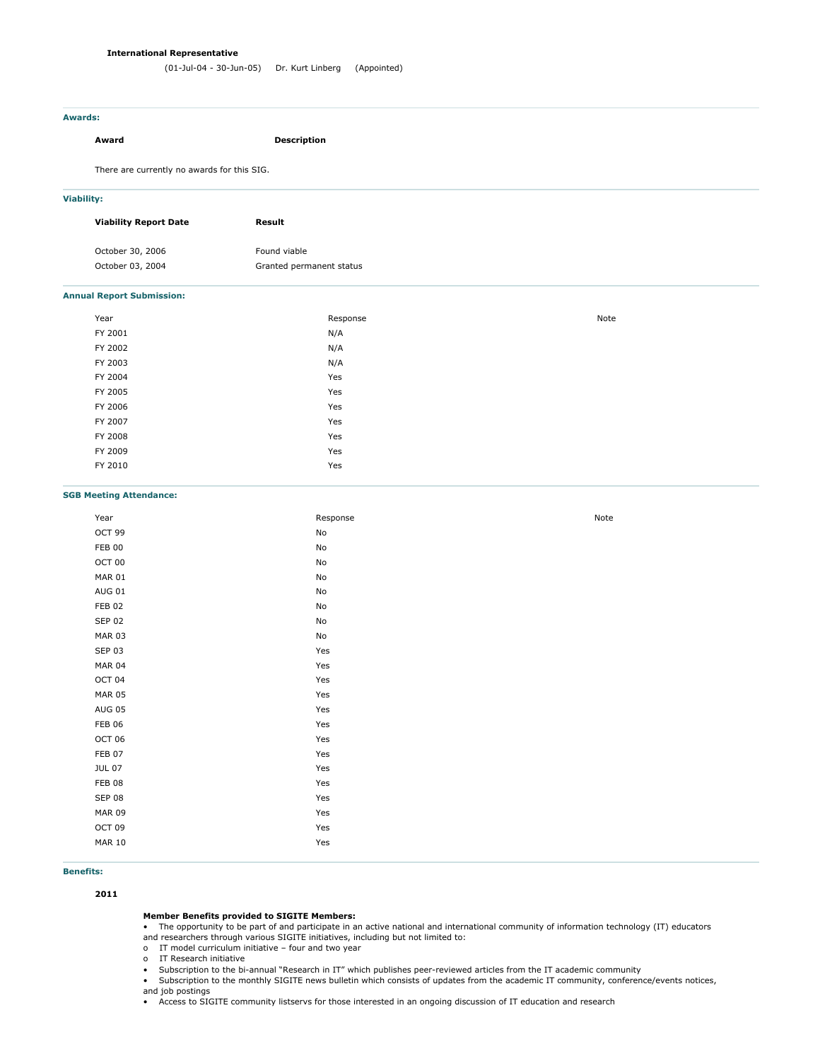**International Representative**

(01-Jul-04 - 30-Jun-05) Dr. Kurt Linberg (Appointed)

### Awards:

| Award | Description |
|---|---|

There are currently no awards for this SIG.

### Viability:

| Viability Report Date | Result |
|---|---|
| October 30, 2006 | Found viable |
| October 03, 2004 | Granted permanent status |

### Annual Report Submission:

| Year | Response | Note |
|---|---|---|
| FY 2001 | N/A | |
| FY 2002 | N/A | |
| FY 2003 | N/A | |
| FY 2004 | Yes | |
| FY 2005 | Yes | |
| FY 2006 | Yes | |
| FY 2007 | Yes | |
| FY 2008 | Yes | |
| FY 2009 | Yes | |
| FY 2010 | Yes | |

### SGB Meeting Attendance:

| Year | Response | Note |
|---|---|---|
| OCT 99 | No | |
| FEB 00 | No | |
| OCT 00 | No | |
| MAR 01 | No | |
| AUG 01 | No | |
| FEB 02 | No | |
| SEP 02 | No | |
| MAR 03 | No | |
| SEP 03 | Yes | |
| MAR 04 | Yes | |
| OCT 04 | Yes | |
| MAR 05 | Yes | |
| AUG 05 | Yes | |
| FEB 06 | Yes | |
| OCT 06 | Yes | |
| FEB 07 | Yes | |
| JUL 07 | Yes | |
| FEB 08 | Yes | |
| SEP 08 | Yes | |
| MAR 09 | Yes | |
| OCT 09 | Yes | |
| MAR 10 | Yes | |

### Benefits:

**2011**

**Member Benefits provided to SIGITE Members:**

- The opportunity to be part of and participate in an active national and international community of information technology (IT) educators and researchers through various SIGITE initiatives, including but not limited to:
  - IT model curriculum initiative – four and two year
  - IT Research initiative
- Subscription to the bi-annual "Research in IT" which publishes peer-reviewed articles from the IT academic community
- Subscription to the monthly SIGITE news bulletin which consists of updates from the academic IT community, conference/events notices, and job postings
- Access to SIGITE community listservs for those interested in an ongoing discussion of IT education and research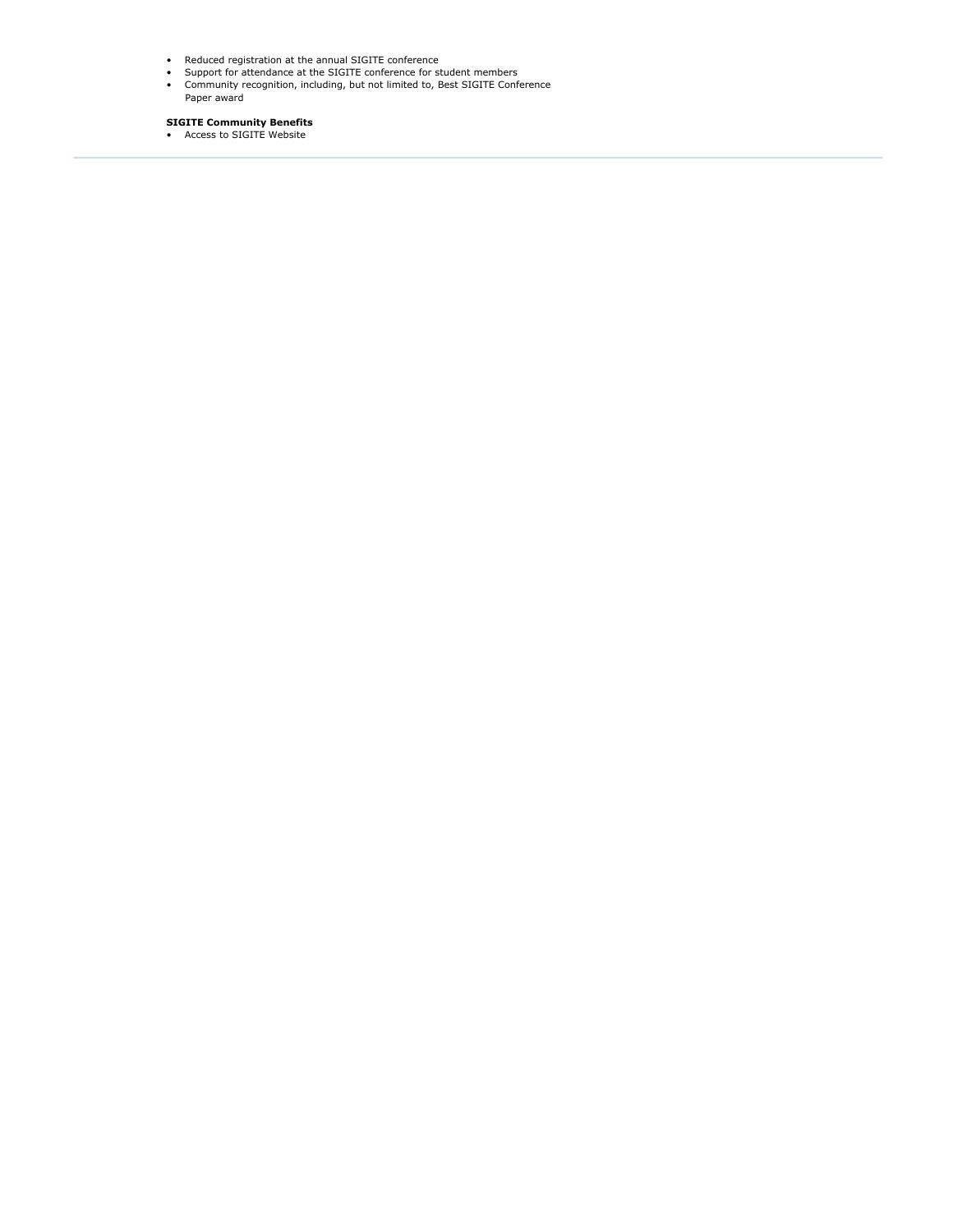- Reduced registration at the annual SIGITE conference
- Support for attendance at the SIGITE conference for student members
- Community recognition, including, but not limited to, Best SIGITE Conference Paper award

**SIGITE Community Benefits**

- Access to SIGITE Website